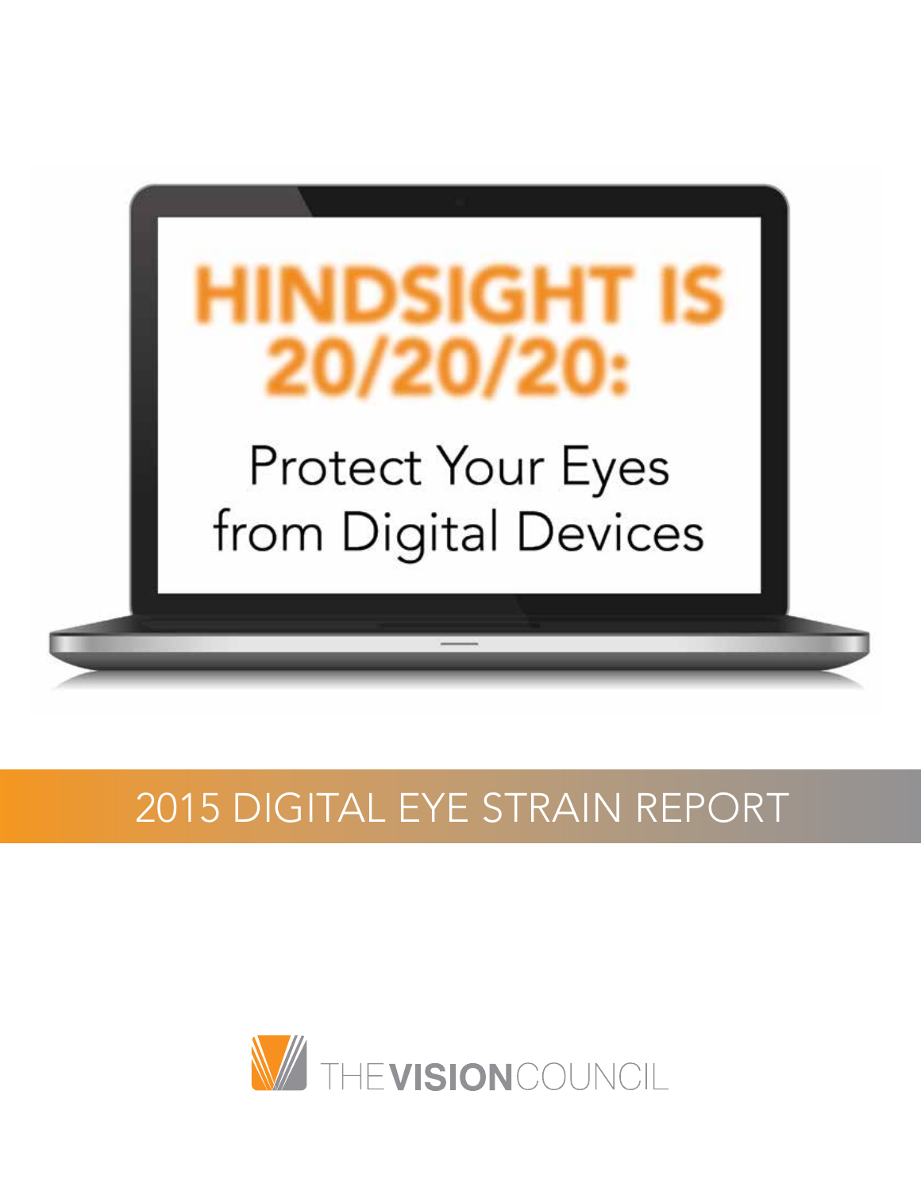# HINDSIGHT IS 20/20/20:

## Protect Your Eyes from Digital Devices

# 2015 DIGITAL EYE STRAIN REPORT

THE VISION COUNCIL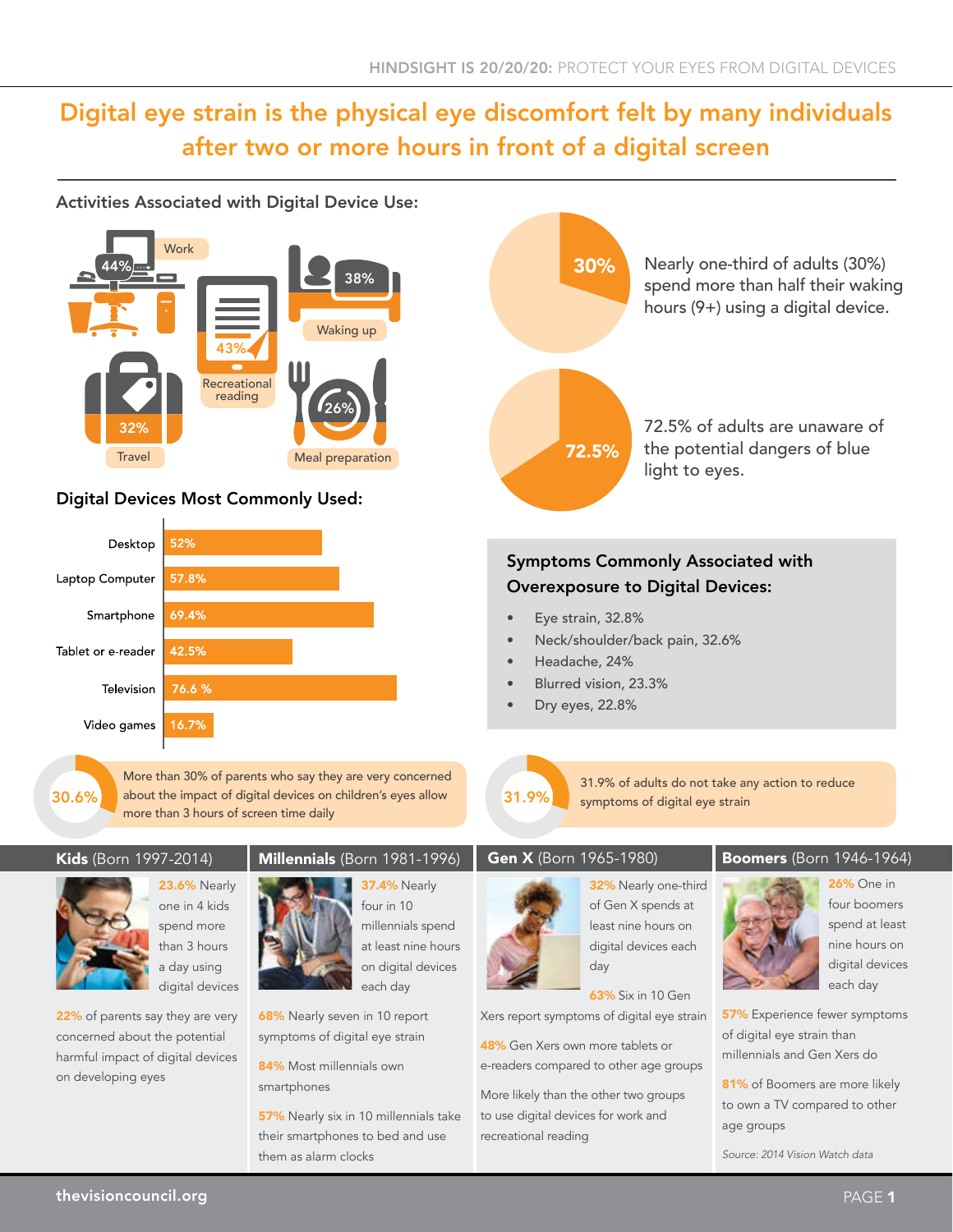# Digital eye strain is the physical eye discomfort felt by many individuals after two or more hours in front of a digital screen

## Activities Associated with Digital Device Use:

- Work: 44%
- Recreational reading: 43%
- Waking up: 38%
- Travel: 32%
- Meal preparation: 26%

**30%** Nearly one-third of adults (30%) spend more than half their waking hours (9+) using a digital device.

**72.5%** 72.5% of adults are unaware of the potential dangers of blue light to eyes.

## Digital Devices Most Commonly Used:

| Device | Percentage |
|---|---|
| Desktop | 52% |
| Laptop Computer | 57.8% |
| Smartphone | 69.4% |
| Tablet or e-reader | 42.5% |
| Television | 76.6 % |
| Video games | 16.7% |

## Symptoms Commonly Associated with Overexposure to Digital Devices:

- Eye strain, 32.8%
- Neck/shoulder/back pain, 32.6%
- Headache, 24%
- Blurred vision, 23.3%
- Dry eyes, 22.8%

**30.6%** More than 30% of parents who say they are very concerned about the impact of digital devices on children's eyes allow more than 3 hours of screen time daily

**31.9%** 31.9% of adults do not take any action to reduce symptoms of digital eye strain

### Kids (Born 1997-2014)

**23.6%** Nearly one in 4 kids spend more than 3 hours a day using digital devices

**22%** of parents say they are very concerned about the potential harmful impact of digital devices on developing eyes

### Millennials (Born 1981-1996)

**37.4%** Nearly four in 10 millennials spend at least nine hours on digital devices each day

**68%** Nearly seven in 10 report symptoms of digital eye strain

**84%** Most millennials own smartphones

**57%** Nearly six in 10 millennials take their smartphones to bed and use them as alarm clocks

### Gen X (Born 1965-1980)

**32%** Nearly one-third of Gen X spends at least nine hours on digital devices each day

**63%** Six in 10 Gen Xers report symptoms of digital eye strain

**48%** Gen Xers own more tablets or e-readers compared to other age groups

More likely than the other two groups to use digital devices for work and recreational reading

### Boomers (Born 1946-1964)

**26%** One in four boomers spend at least nine hours on digital devices each day

**57%** Experience fewer symptoms of digital eye strain than millennials and Gen Xers do

**81%** of Boomers are more likely to own a TV compared to other age groups

*Source: 2014 Vision Watch data*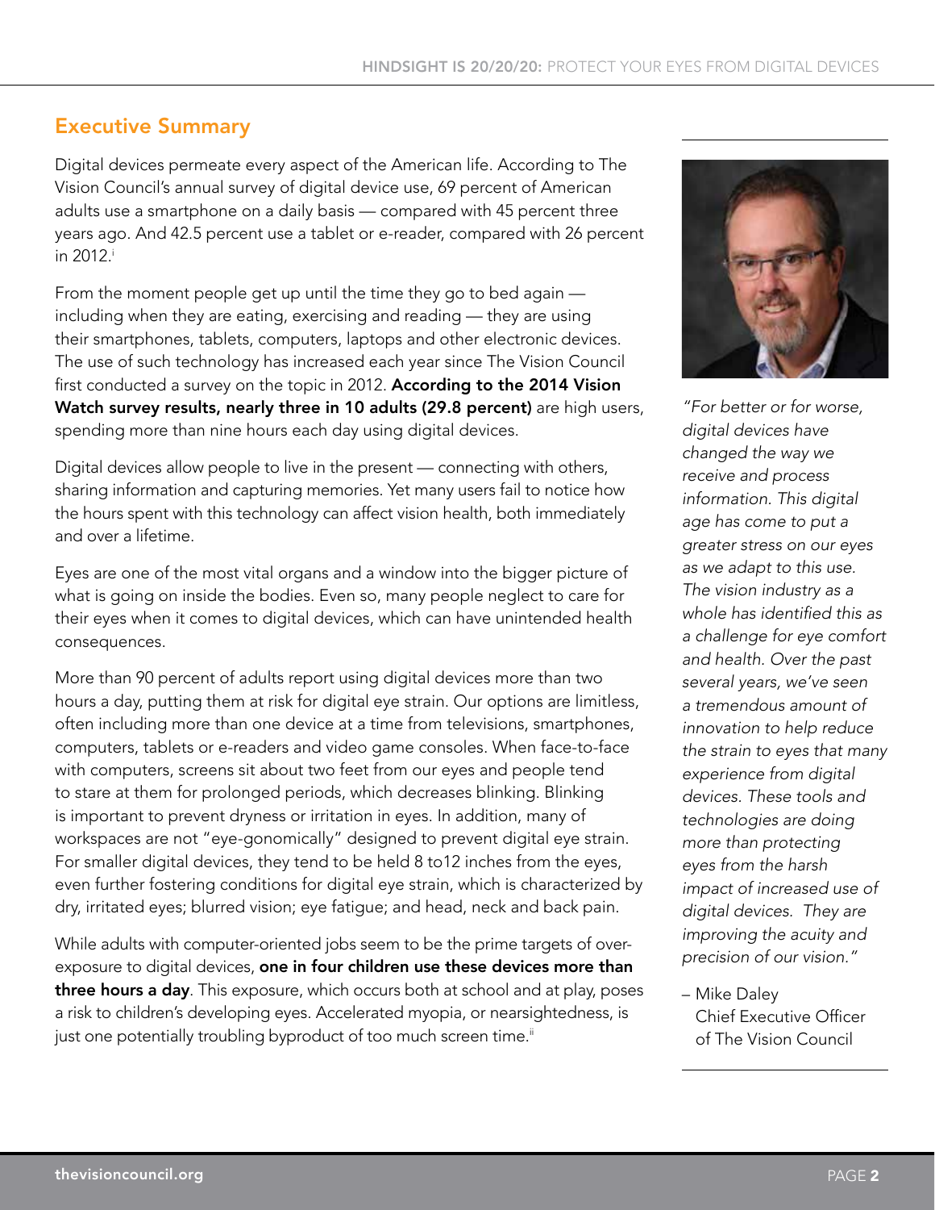## Executive Summary

Digital devices permeate every aspect of the American life. According to The Vision Council's annual survey of digital device use, 69 percent of American adults use a smartphone on a daily basis — compared with 45 percent three years ago. And 42.5 percent use a tablet or e-reader, compared with 26 percent in 2012.[i]

From the moment people get up until the time they go to bed again — including when they are eating, exercising and reading — they are using their smartphones, tablets, computers, laptops and other electronic devices. The use of such technology has increased each year since The Vision Council first conducted a survey on the topic in 2012. **According to the 2014 Vision Watch survey results, nearly three in 10 adults (29.8 percent)** are high users, spending more than nine hours each day using digital devices.

Digital devices allow people to live in the present — connecting with others, sharing information and capturing memories. Yet many users fail to notice how the hours spent with this technology can affect vision health, both immediately and over a lifetime.

Eyes are one of the most vital organs and a window into the bigger picture of what is going on inside the bodies. Even so, many people neglect to care for their eyes when it comes to digital devices, which can have unintended health consequences.

More than 90 percent of adults report using digital devices more than two hours a day, putting them at risk for digital eye strain. Our options are limitless, often including more than one device at a time from televisions, smartphones, computers, tablets or e-readers and video game consoles. When face-to-face with computers, screens sit about two feet from our eyes and people tend to stare at them for prolonged periods, which decreases blinking. Blinking is important to prevent dryness or irritation in eyes. In addition, many of workspaces are not "eye-gonomically" designed to prevent digital eye strain. For smaller digital devices, they tend to be held 8 to12 inches from the eyes, even further fostering conditions for digital eye strain, which is characterized by dry, irritated eyes; blurred vision; eye fatigue; and head, neck and back pain.

While adults with computer-oriented jobs seem to be the prime targets of over-exposure to digital devices, **one in four children use these devices more than three hours a day**. This exposure, which occurs both at school and at play, poses a risk to children's developing eyes. Accelerated myopia, or nearsightedness, is just one potentially troubling byproduct of too much screen time.[ii]

*"For better or for worse, digital devices have changed the way we receive and process information. This digital age has come to put a greater stress on our eyes as we adapt to this use. The vision industry as a whole has identified this as a challenge for eye comfort and health. Over the past several years, we've seen a tremendous amount of innovation to help reduce the strain to eyes that many experience from digital devices. These tools and technologies are doing more than protecting eyes from the harsh impact of increased use of digital devices. They are improving the acuity and precision of our vision."*

– Mike Daley
Chief Executive Officer
of The Vision Council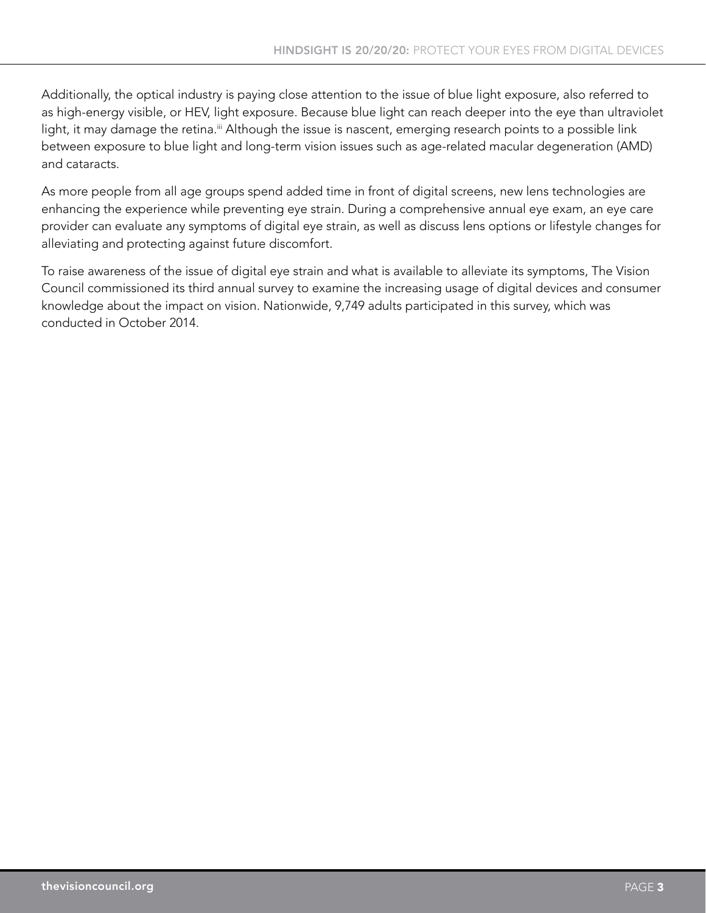Additionally, the optical industry is paying close attention to the issue of blue light exposure, also referred to as high-energy visible, or HEV, light exposure. Because blue light can reach deeper into the eye than ultraviolet light, it may damage the retina.[iii] Although the issue is nascent, emerging research points to a possible link between exposure to blue light and long-term vision issues such as age-related macular degeneration (AMD) and cataracts.

As more people from all age groups spend added time in front of digital screens, new lens technologies are enhancing the experience while preventing eye strain. During a comprehensive annual eye exam, an eye care provider can evaluate any symptoms of digital eye strain, as well as discuss lens options or lifestyle changes for alleviating and protecting against future discomfort.

To raise awareness of the issue of digital eye strain and what is available to alleviate its symptoms, The Vision Council commissioned its third annual survey to examine the increasing usage of digital devices and consumer knowledge about the impact on vision. Nationwide, 9,749 adults participated in this survey, which was conducted in October 2014.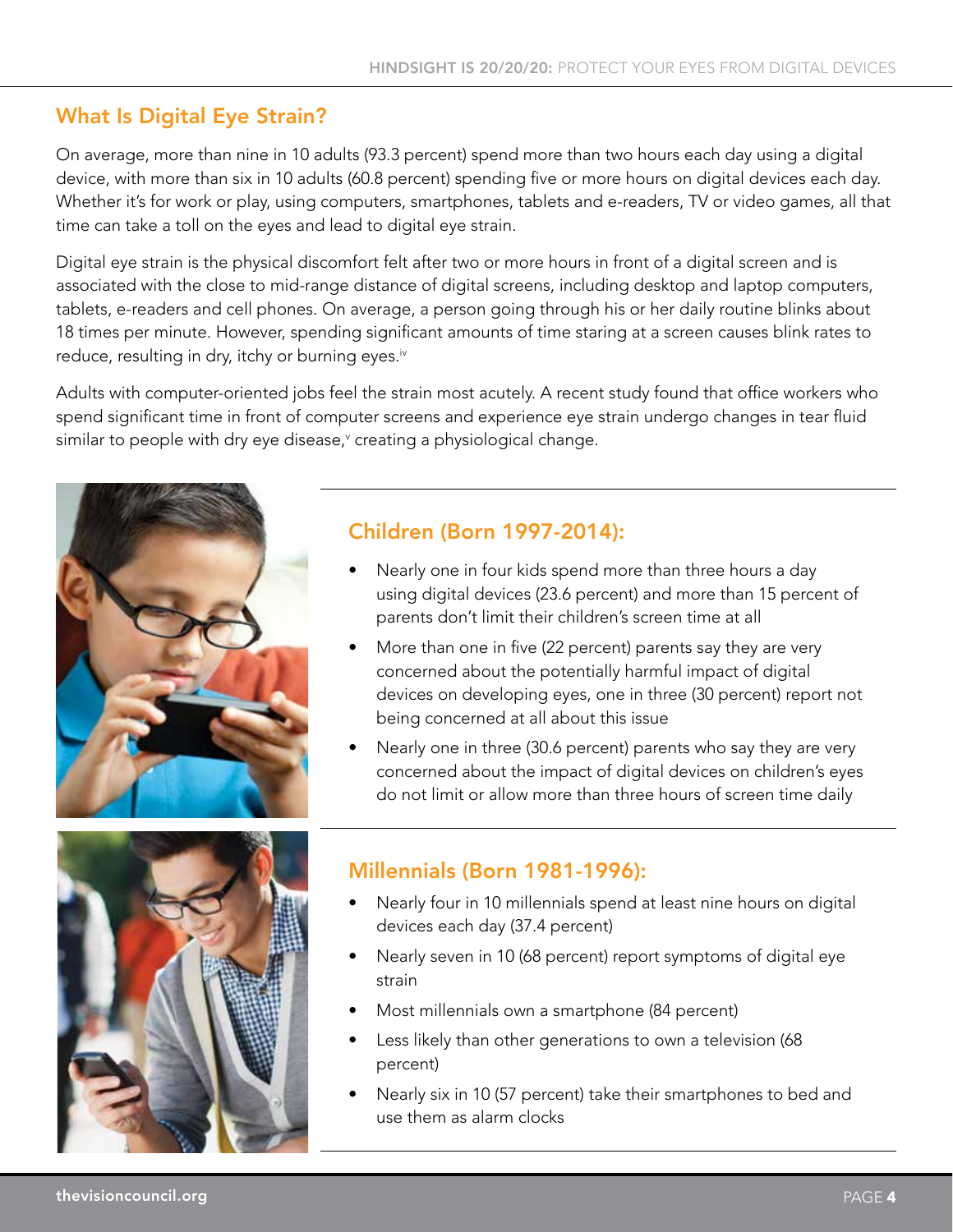## What Is Digital Eye Strain?

On average, more than nine in 10 adults (93.3 percent) spend more than two hours each day using a digital device, with more than six in 10 adults (60.8 percent) spending five or more hours on digital devices each day. Whether it's for work or play, using computers, smartphones, tablets and e-readers, TV or video games, all that time can take a toll on the eyes and lead to digital eye strain.

Digital eye strain is the physical discomfort felt after two or more hours in front of a digital screen and is associated with the close to mid-range distance of digital screens, including desktop and laptop computers, tablets, e-readers and cell phones. On average, a person going through his or her daily routine blinks about 18 times per minute. However, spending significant amounts of time staring at a screen causes blink rates to reduce, resulting in dry, itchy or burning eyes.[iv]

Adults with computer-oriented jobs feel the strain most acutely. A recent study found that office workers who spend significant time in front of computer screens and experience eye strain undergo changes in tear fluid similar to people with dry eye disease,[v] creating a physiological change.

### Children (Born 1997-2014):

- Nearly one in four kids spend more than three hours a day using digital devices (23.6 percent) and more than 15 percent of parents don't limit their children's screen time at all
- More than one in five (22 percent) parents say they are very concerned about the potentially harmful impact of digital devices on developing eyes, one in three (30 percent) report not being concerned at all about this issue
- Nearly one in three (30.6 percent) parents who say they are very concerned about the impact of digital devices on children's eyes do not limit or allow more than three hours of screen time daily

### Millennials (Born 1981-1996):

- Nearly four in 10 millennials spend at least nine hours on digital devices each day (37.4 percent)
- Nearly seven in 10 (68 percent) report symptoms of digital eye strain
- Most millennials own a smartphone (84 percent)
- Less likely than other generations to own a television (68 percent)
- Nearly six in 10 (57 percent) take their smartphones to bed and use them as alarm clocks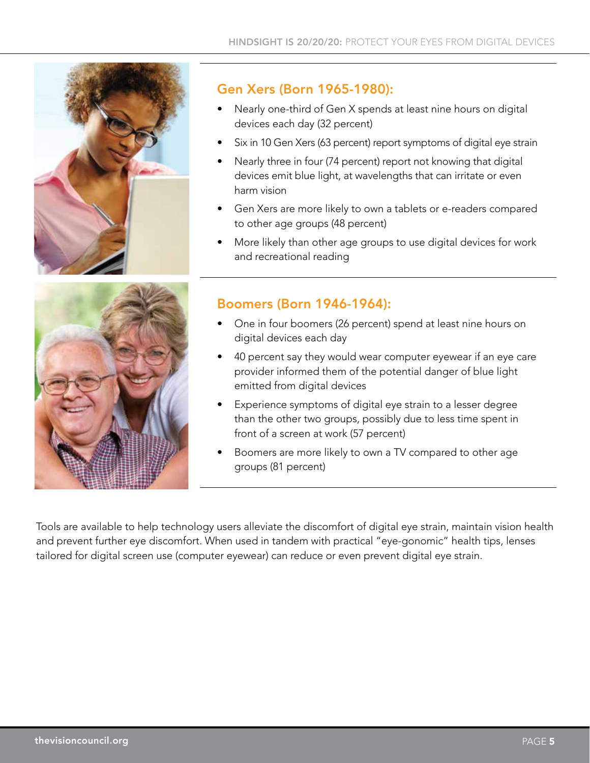## Gen Xers (Born 1965-1980):

- Nearly one-third of Gen X spends at least nine hours on digital devices each day (32 percent)
- Six in 10 Gen Xers (63 percent) report symptoms of digital eye strain
- Nearly three in four (74 percent) report not knowing that digital devices emit blue light, at wavelengths that can irritate or even harm vision
- Gen Xers are more likely to own a tablets or e-readers compared to other age groups (48 percent)
- More likely than other age groups to use digital devices for work and recreational reading

## Boomers (Born 1946-1964):

- One in four boomers (26 percent) spend at least nine hours on digital devices each day
- 40 percent say they would wear computer eyewear if an eye care provider informed them of the potential danger of blue light emitted from digital devices
- Experience symptoms of digital eye strain to a lesser degree than the other two groups, possibly due to less time spent in front of a screen at work (57 percent)
- Boomers are more likely to own a TV compared to other age groups (81 percent)

Tools are available to help technology users alleviate the discomfort of digital eye strain, maintain vision health and prevent further eye discomfort. When used in tandem with practical "eye-gonomic" health tips, lenses tailored for digital screen use (computer eyewear) can reduce or even prevent digital eye strain.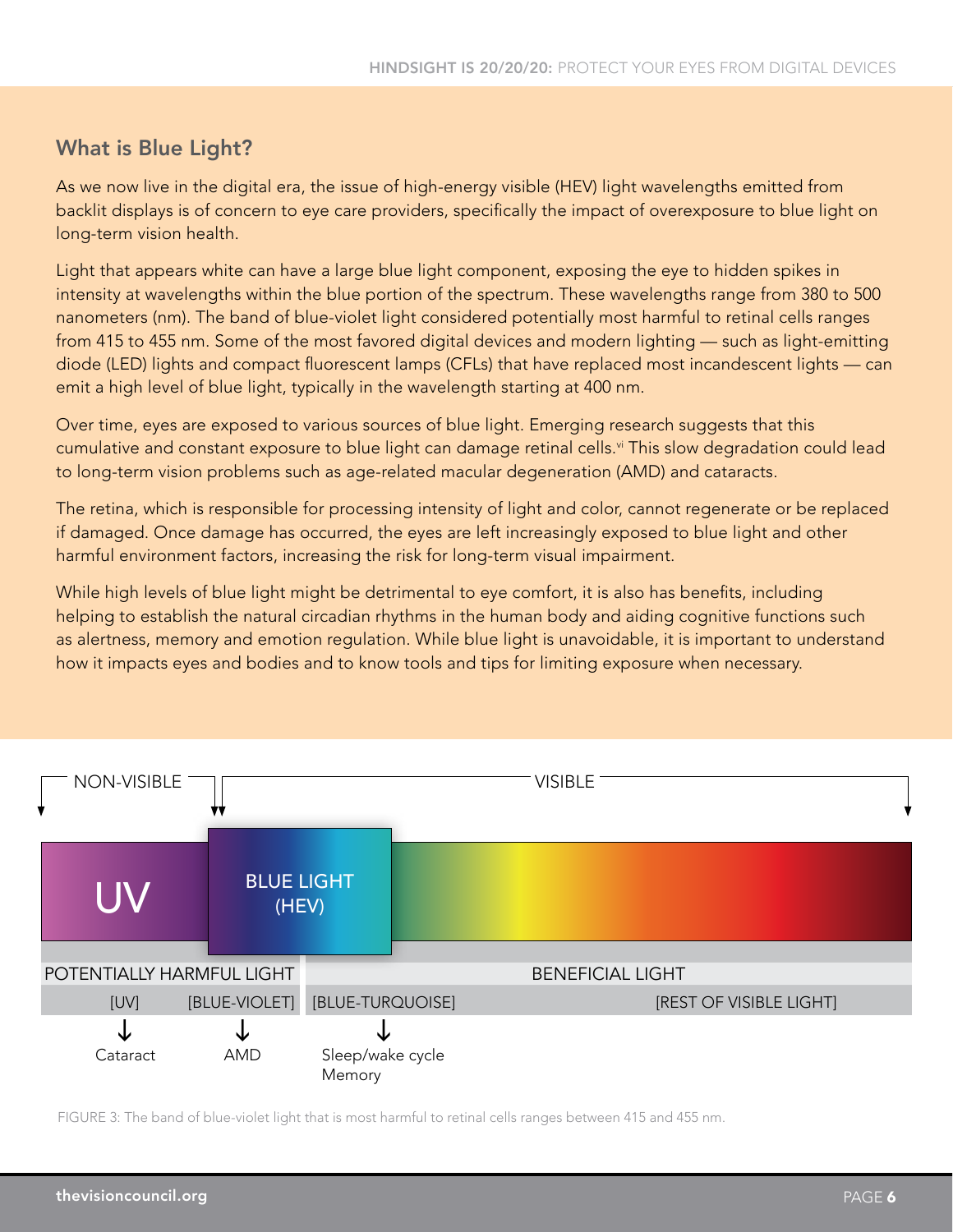## What is Blue Light?

As we now live in the digital era, the issue of high-energy visible (HEV) light wavelengths emitted from backlit displays is of concern to eye care providers, specifically the impact of overexposure to blue light on long-term vision health.

Light that appears white can have a large blue light component, exposing the eye to hidden spikes in intensity at wavelengths within the blue portion of the spectrum. These wavelengths range from 380 to 500 nanometers (nm). The band of blue-violet light considered potentially most harmful to retinal cells ranges from 415 to 455 nm. Some of the most favored digital devices and modern lighting — such as light-emitting diode (LED) lights and compact fluorescent lamps (CFLs) that have replaced most incandescent lights — can emit a high level of blue light, typically in the wavelength starting at 400 nm.

Over time, eyes are exposed to various sources of blue light. Emerging research suggests that this cumulative and constant exposure to blue light can damage retinal cells.[vi] This slow degradation could lead to long-term vision problems such as age-related macular degeneration (AMD) and cataracts.

The retina, which is responsible for processing intensity of light and color, cannot regenerate or be replaced if damaged. Once damage has occurred, the eyes are left increasingly exposed to blue light and other harmful environment factors, increasing the risk for long-term visual impairment.

While high levels of blue light might be detrimental to eye comfort, it is also has benefits, including helping to establish the natural circadian rhythms in the human body and aiding cognitive functions such as alertness, memory and emotion regulation. While blue light is unavoidable, it is important to understand how it impacts eyes and bodies and to know tools and tips for limiting exposure when necessary.

NON-VISIBLE | VISIBLE

UV | BLUE LIGHT (HEV)

| POTENTIALLY HARMFUL LIGHT | | BENEFICIAL LIGHT | |
|---|---|---|---|
| [UV] | [BLUE-VIOLET] | [BLUE-TURQUOISE] | [REST OF VISIBLE LIGHT] |
| Cataract | AMD | Sleep/wake cycle<br>Memory | |

FIGURE 3: The band of blue-violet light that is most harmful to retinal cells ranges between 415 and 455 nm.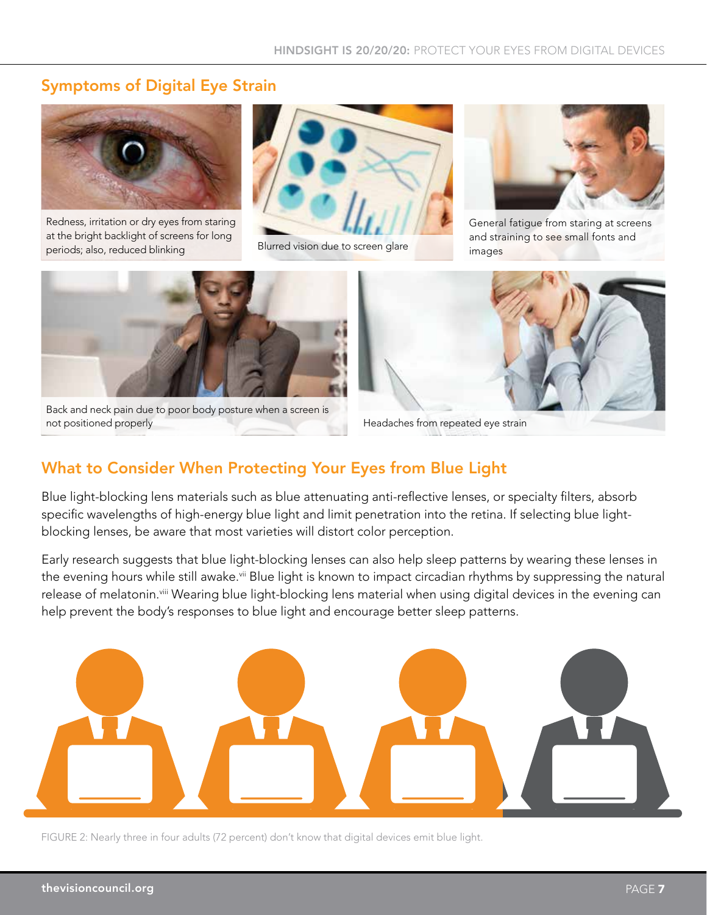## Symptoms of Digital Eye Strain

Redness, irritation or dry eyes from staring at the bright backlight of screens for long periods; also, reduced blinking

Blurred vision due to screen glare

General fatigue from staring at screens and straining to see small fonts and images

Back and neck pain due to poor body posture when a screen is not positioned properly

Headaches from repeated eye strain

## What to Consider When Protecting Your Eyes from Blue Light

Blue light-blocking lens materials such as blue attenuating anti-reflective lenses, or specialty filters, absorb specific wavelengths of high-energy blue light and limit penetration into the retina. If selecting blue light-blocking lenses, be aware that most varieties will distort color perception.

Early research suggests that blue light-blocking lenses can also help sleep patterns by wearing these lenses in the evening hours while still awake.[vii] Blue light is known to impact circadian rhythms by suppressing the natural release of melatonin.[viii] Wearing blue light-blocking lens material when using digital devices in the evening can help prevent the body's responses to blue light and encourage better sleep patterns.

FIGURE 2: Nearly three in four adults (72 percent) don't know that digital devices emit blue light.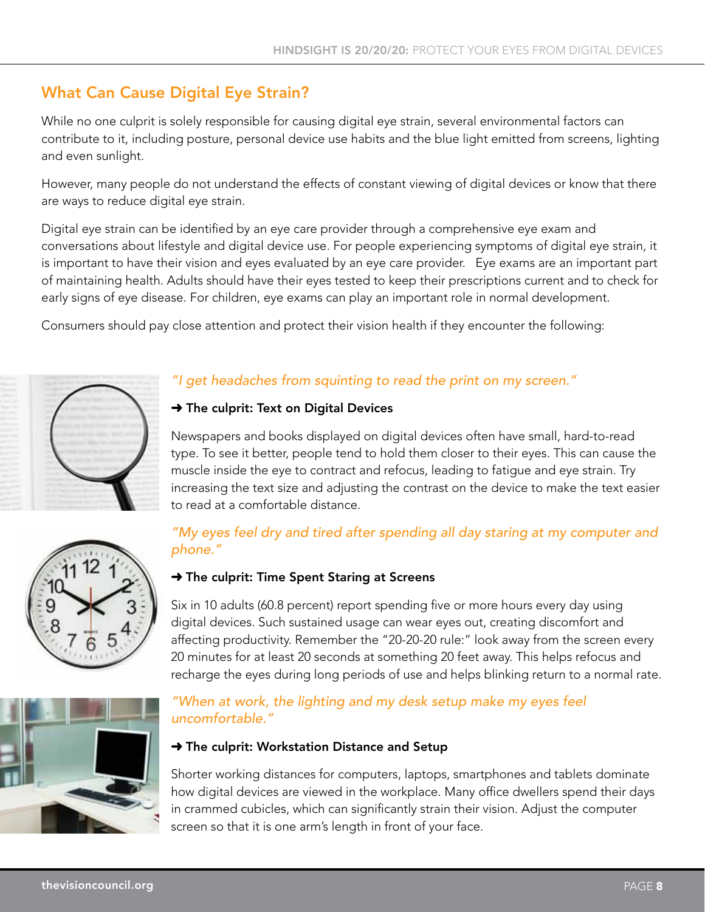## What Can Cause Digital Eye Strain?

While no one culprit is solely responsible for causing digital eye strain, several environmental factors can contribute to it, including posture, personal device use habits and the blue light emitted from screens, lighting and even sunlight.

However, many people do not understand the effects of constant viewing of digital devices or know that there are ways to reduce digital eye strain.

Digital eye strain can be identified by an eye care provider through a comprehensive eye exam and conversations about lifestyle and digital device use. For people experiencing symptoms of digital eye strain, it is important to have their vision and eyes evaluated by an eye care provider. Eye exams are an important part of maintaining health. Adults should have their eyes tested to keep their prescriptions current and to check for early signs of eye disease. For children, eye exams can play an important role in normal development.

Consumers should pay close attention and protect their vision health if they encounter the following:

*"I get headaches from squinting to read the print on my screen."*

➜ **The culprit: Text on Digital Devices**

Newspapers and books displayed on digital devices often have small, hard-to-read type. To see it better, people tend to hold them closer to their eyes. This can cause the muscle inside the eye to contract and refocus, leading to fatigue and eye strain. Try increasing the text size and adjusting the contrast on the device to make the text easier to read at a comfortable distance.

*"My eyes feel dry and tired after spending all day staring at my computer and phone."*

➜ **The culprit: Time Spent Staring at Screens**

Six in 10 adults (60.8 percent) report spending five or more hours every day using digital devices. Such sustained usage can wear eyes out, creating discomfort and affecting productivity. Remember the "20-20-20 rule:" look away from the screen every 20 minutes for at least 20 seconds at something 20 feet away. This helps refocus and recharge the eyes during long periods of use and helps blinking return to a normal rate.

*"When at work, the lighting and my desk setup make my eyes feel uncomfortable."*

➜ **The culprit: Workstation Distance and Setup**

Shorter working distances for computers, laptops, smartphones and tablets dominate how digital devices are viewed in the workplace. Many office dwellers spend their days in crammed cubicles, which can significantly strain their vision. Adjust the computer screen so that it is one arm's length in front of your face.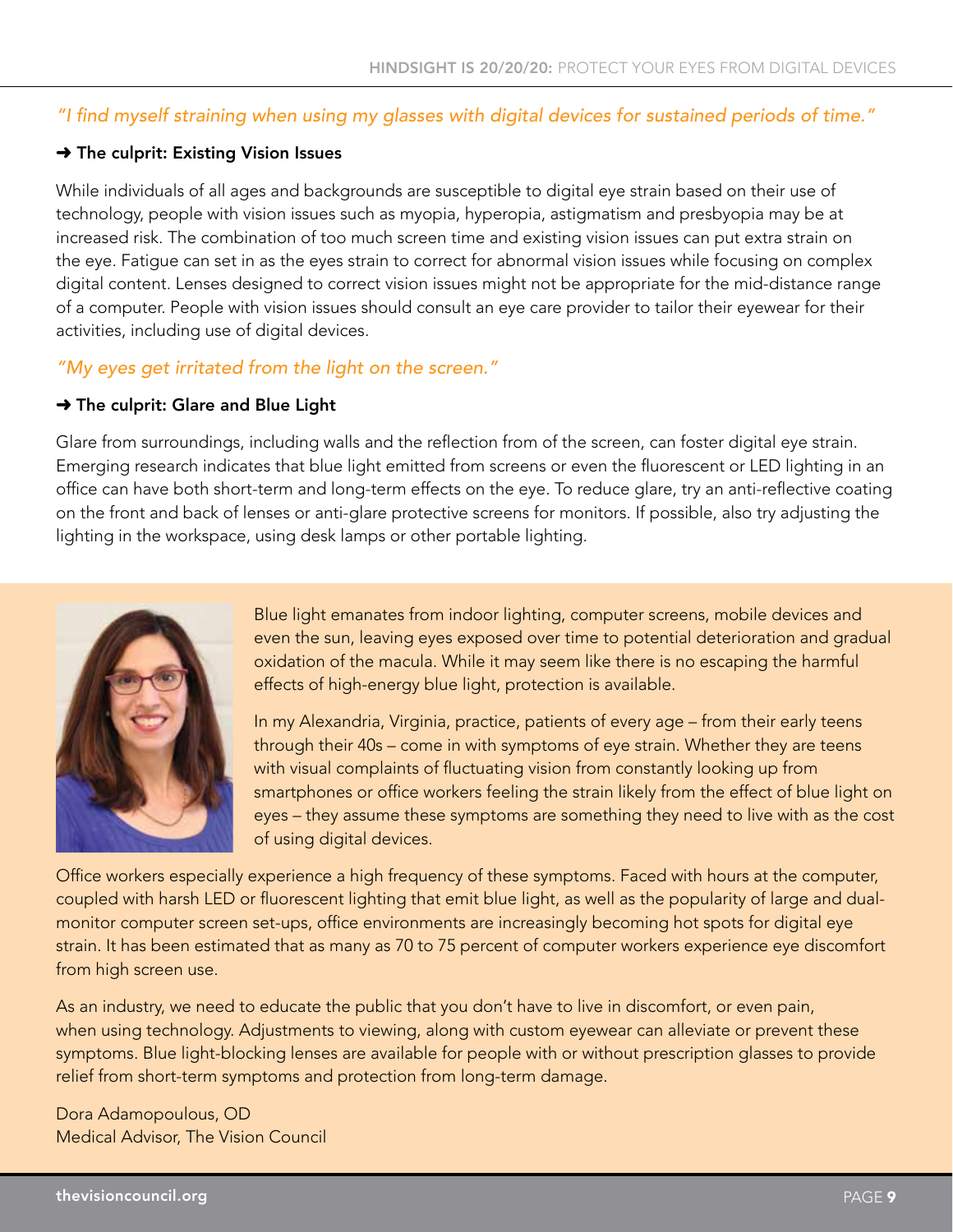*"I find myself straining when using my glasses with digital devices for sustained periods of time."*

**➜ The culprit: Existing Vision Issues**

While individuals of all ages and backgrounds are susceptible to digital eye strain based on their use of technology, people with vision issues such as myopia, hyperopia, astigmatism and presbyopia may be at increased risk. The combination of too much screen time and existing vision issues can put extra strain on the eye. Fatigue can set in as the eyes strain to correct for abnormal vision issues while focusing on complex digital content. Lenses designed to correct vision issues might not be appropriate for the mid-distance range of a computer. People with vision issues should consult an eye care provider to tailor their eyewear for their activities, including use of digital devices.

*"My eyes get irritated from the light on the screen."*

**➜ The culprit: Glare and Blue Light**

Glare from surroundings, including walls and the reflection from of the screen, can foster digital eye strain. Emerging research indicates that blue light emitted from screens or even the fluorescent or LED lighting in an office can have both short-term and long-term effects on the eye. To reduce glare, try an anti-reflective coating on the front and back of lenses or anti-glare protective screens for monitors. If possible, also try adjusting the lighting in the workspace, using desk lamps or other portable lighting.

Blue light emanates from indoor lighting, computer screens, mobile devices and even the sun, leaving eyes exposed over time to potential deterioration and gradual oxidation of the macula. While it may seem like there is no escaping the harmful effects of high-energy blue light, protection is available.

In my Alexandria, Virginia, practice, patients of every age – from their early teens through their 40s – come in with symptoms of eye strain. Whether they are teens with visual complaints of fluctuating vision from constantly looking up from smartphones or office workers feeling the strain likely from the effect of blue light on eyes – they assume these symptoms are something they need to live with as the cost of using digital devices.

Office workers especially experience a high frequency of these symptoms. Faced with hours at the computer, coupled with harsh LED or fluorescent lighting that emit blue light, as well as the popularity of large and dual-monitor computer screen set-ups, office environments are increasingly becoming hot spots for digital eye strain. It has been estimated that as many as 70 to 75 percent of computer workers experience eye discomfort from high screen use.

As an industry, we need to educate the public that you don't have to live in discomfort, or even pain, when using technology. Adjustments to viewing, along with custom eyewear can alleviate or prevent these symptoms. Blue light-blocking lenses are available for people with or without prescription glasses to provide relief from short-term symptoms and protection from long-term damage.

Dora Adamopoulous, OD
Medical Advisor, The Vision Council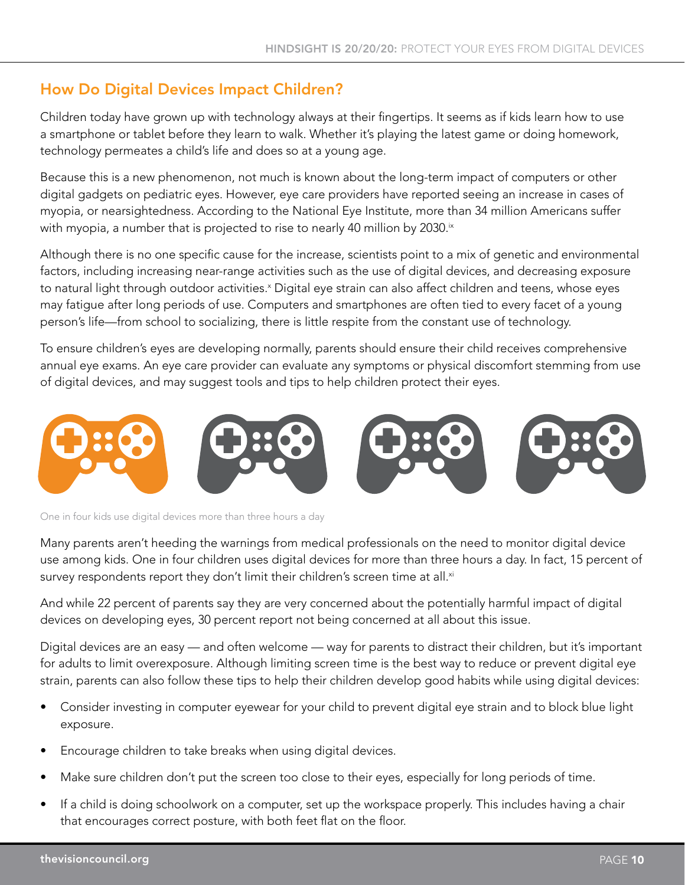## How Do Digital Devices Impact Children?

Children today have grown up with technology always at their fingertips. It seems as if kids learn how to use a smartphone or tablet before they learn to walk. Whether it's playing the latest game or doing homework, technology permeates a child's life and does so at a young age.

Because this is a new phenomenon, not much is known about the long-term impact of computers or other digital gadgets on pediatric eyes. However, eye care providers have reported seeing an increase in cases of myopia, or nearsightedness. According to the National Eye Institute, more than 34 million Americans suffer with myopia, a number that is projected to rise to nearly 40 million by 2030.[ix]

Although there is no one specific cause for the increase, scientists point to a mix of genetic and environmental factors, including increasing near-range activities such as the use of digital devices, and decreasing exposure to natural light through outdoor activities.[x] Digital eye strain can also affect children and teens, whose eyes may fatigue after long periods of use. Computers and smartphones are often tied to every facet of a young person's life—from school to socializing, there is little respite from the constant use of technology.

To ensure children's eyes are developing normally, parents should ensure their child receives comprehensive annual eye exams. An eye care provider can evaluate any symptoms or physical discomfort stemming from use of digital devices, and may suggest tools and tips to help children protect their eyes.

One in four kids use digital devices more than three hours a day

Many parents aren't heeding the warnings from medical professionals on the need to monitor digital device use among kids. One in four children uses digital devices for more than three hours a day. In fact, 15 percent of survey respondents report they don't limit their children's screen time at all.[xi]

And while 22 percent of parents say they are very concerned about the potentially harmful impact of digital devices on developing eyes, 30 percent report not being concerned at all about this issue.

Digital devices are an easy — and often welcome — way for parents to distract their children, but it's important for adults to limit overexposure. Although limiting screen time is the best way to reduce or prevent digital eye strain, parents can also follow these tips to help their children develop good habits while using digital devices:

- Consider investing in computer eyewear for your child to prevent digital eye strain and to block blue light exposure.
- Encourage children to take breaks when using digital devices.
- Make sure children don't put the screen too close to their eyes, especially for long periods of time.
- If a child is doing schoolwork on a computer, set up the workspace properly. This includes having a chair that encourages correct posture, with both feet flat on the floor.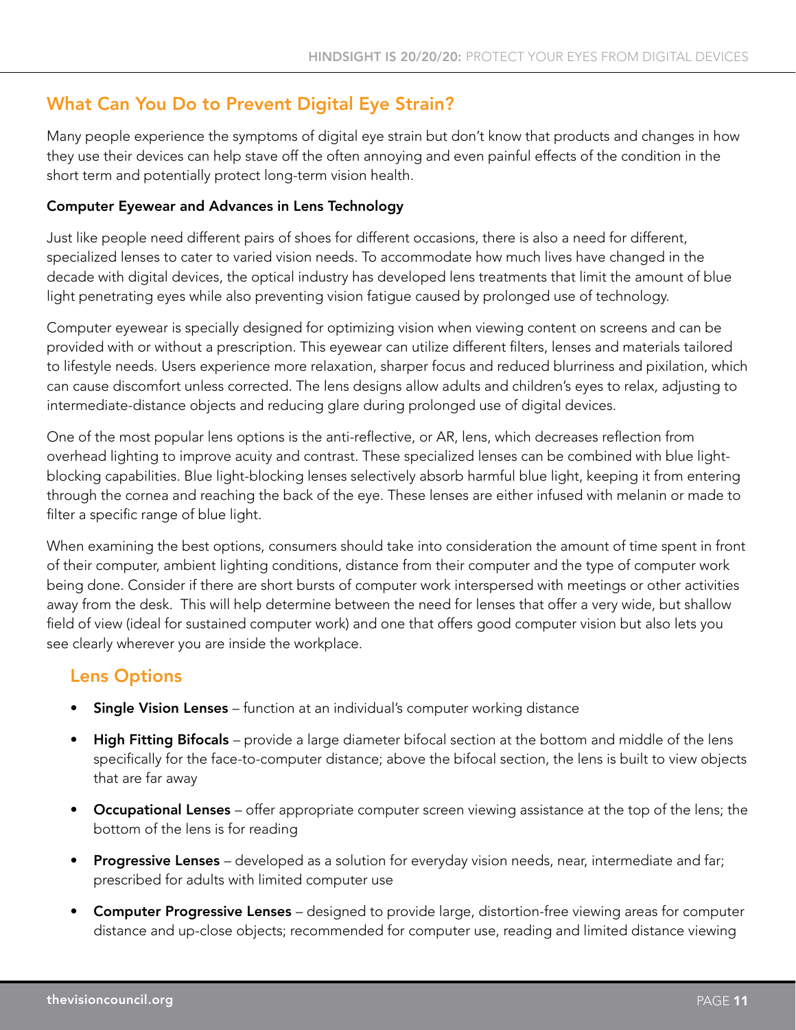## What Can You Do to Prevent Digital Eye Strain?

Many people experience the symptoms of digital eye strain but don't know that products and changes in how they use their devices can help stave off the often annoying and even painful effects of the condition in the short term and potentially protect long-term vision health.

### Computer Eyewear and Advances in Lens Technology

Just like people need different pairs of shoes for different occasions, there is also a need for different, specialized lenses to cater to varied vision needs. To accommodate how much lives have changed in the decade with digital devices, the optical industry has developed lens treatments that limit the amount of blue light penetrating eyes while also preventing vision fatigue caused by prolonged use of technology.

Computer eyewear is specially designed for optimizing vision when viewing content on screens and can be provided with or without a prescription. This eyewear can utilize different filters, lenses and materials tailored to lifestyle needs. Users experience more relaxation, sharper focus and reduced blurriness and pixilation, which can cause discomfort unless corrected. The lens designs allow adults and children's eyes to relax, adjusting to intermediate-distance objects and reducing glare during prolonged use of digital devices.

One of the most popular lens options is the anti-reflective, or AR, lens, which decreases reflection from overhead lighting to improve acuity and contrast. These specialized lenses can be combined with blue light-blocking capabilities. Blue light-blocking lenses selectively absorb harmful blue light, keeping it from entering through the cornea and reaching the back of the eye. These lenses are either infused with melanin or made to filter a specific range of blue light.

When examining the best options, consumers should take into consideration the amount of time spent in front of their computer, ambient lighting conditions, distance from their computer and the type of computer work being done. Consider if there are short bursts of computer work interspersed with meetings or other activities away from the desk. This will help determine between the need for lenses that offer a very wide, but shallow field of view (ideal for sustained computer work) and one that offers good computer vision but also lets you see clearly wherever you are inside the workplace.

### Lens Options

- **Single Vision Lenses** – function at an individual's computer working distance
- **High Fitting Bifocals** – provide a large diameter bifocal section at the bottom and middle of the lens specifically for the face-to-computer distance; above the bifocal section, the lens is built to view objects that are far away
- **Occupational Lenses** – offer appropriate computer screen viewing assistance at the top of the lens; the bottom of the lens is for reading
- **Progressive Lenses** – developed as a solution for everyday vision needs, near, intermediate and far; prescribed for adults with limited computer use
- **Computer Progressive Lenses** – designed to provide large, distortion-free viewing areas for computer distance and up-close objects; recommended for computer use, reading and limited distance viewing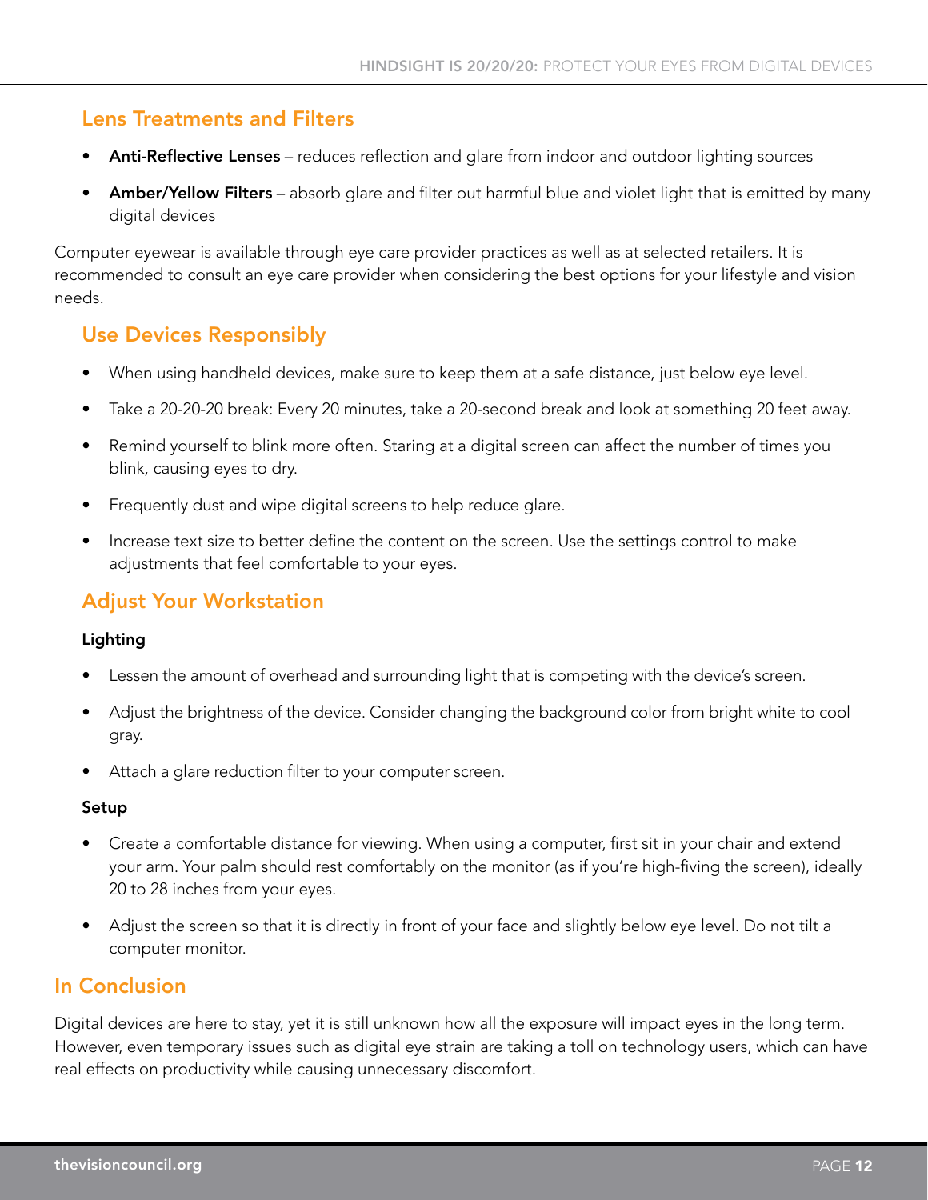## Lens Treatments and Filters

- **Anti-Reflective Lenses** – reduces reflection and glare from indoor and outdoor lighting sources
- **Amber/Yellow Filters** – absorb glare and filter out harmful blue and violet light that is emitted by many digital devices

Computer eyewear is available through eye care provider practices as well as at selected retailers. It is recommended to consult an eye care provider when considering the best options for your lifestyle and vision needs.

## Use Devices Responsibly

- When using handheld devices, make sure to keep them at a safe distance, just below eye level.
- Take a 20-20-20 break: Every 20 minutes, take a 20-second break and look at something 20 feet away.
- Remind yourself to blink more often. Staring at a digital screen can affect the number of times you blink, causing eyes to dry.
- Frequently dust and wipe digital screens to help reduce glare.
- Increase text size to better define the content on the screen. Use the settings control to make adjustments that feel comfortable to your eyes.

## Adjust Your Workstation

### Lighting

- Lessen the amount of overhead and surrounding light that is competing with the device's screen.
- Adjust the brightness of the device. Consider changing the background color from bright white to cool gray.
- Attach a glare reduction filter to your computer screen.

### Setup

- Create a comfortable distance for viewing. When using a computer, first sit in your chair and extend your arm. Your palm should rest comfortably on the monitor (as if you're high-fiving the screen), ideally 20 to 28 inches from your eyes.
- Adjust the screen so that it is directly in front of your face and slightly below eye level. Do not tilt a computer monitor.

## In Conclusion

Digital devices are here to stay, yet it is still unknown how all the exposure will impact eyes in the long term. However, even temporary issues such as digital eye strain are taking a toll on technology users, which can have real effects on productivity while causing unnecessary discomfort.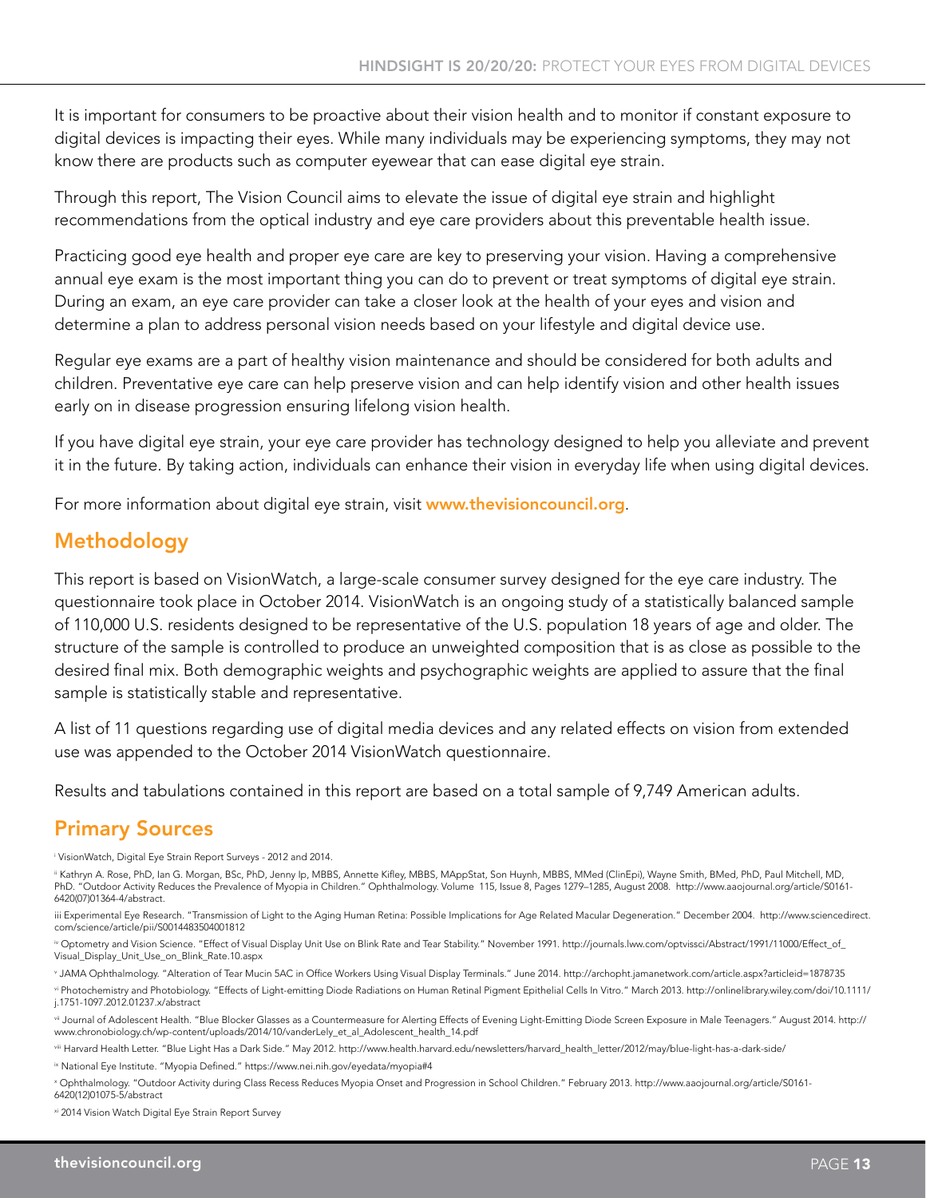It is important for consumers to be proactive about their vision health and to monitor if constant exposure to digital devices is impacting their eyes. While many individuals may be experiencing symptoms, they may not know there are products such as computer eyewear that can ease digital eye strain.

Through this report, The Vision Council aims to elevate the issue of digital eye strain and highlight recommendations from the optical industry and eye care providers about this preventable health issue.

Practicing good eye health and proper eye care are key to preserving your vision. Having a comprehensive annual eye exam is the most important thing you can do to prevent or treat symptoms of digital eye strain. During an exam, an eye care provider can take a closer look at the health of your eyes and vision and determine a plan to address personal vision needs based on your lifestyle and digital device use.

Regular eye exams are a part of healthy vision maintenance and should be considered for both adults and children. Preventative eye care can help preserve vision and can help identify vision and other health issues early on in disease progression ensuring lifelong vision health.

If you have digital eye strain, your eye care provider has technology designed to help you alleviate and prevent it in the future. By taking action, individuals can enhance their vision in everyday life when using digital devices.

For more information about digital eye strain, visit **www.thevisioncouncil.org**.

## Methodology

This report is based on VisionWatch, a large-scale consumer survey designed for the eye care industry. The questionnaire took place in October 2014. VisionWatch is an ongoing study of a statistically balanced sample of 110,000 U.S. residents designed to be representative of the U.S. population 18 years of age and older. The structure of the sample is controlled to produce an unweighted composition that is as close as possible to the desired final mix. Both demographic weights and psychographic weights are applied to assure that the final sample is statistically stable and representative.

A list of 11 questions regarding use of digital media devices and any related effects on vision from extended use was appended to the October 2014 VisionWatch questionnaire.

Results and tabulations contained in this report are based on a total sample of 9,749 American adults.

## Primary Sources

[i] VisionWatch, Digital Eye Strain Report Surveys - 2012 and 2014.

[ii] Kathryn A. Rose, PhD, Ian G. Morgan, BSc, PhD, Jenny Ip, MBBS, Annette Kifley, MBBS, MAppStat, Son Huynh, MBBS, MMed (ClinEpi), Wayne Smith, BMed, PhD, Paul Mitchell, MD, PhD. "Outdoor Activity Reduces the Prevalence of Myopia in Children." Ophthalmology. Volume 115, Issue 8, Pages 1279–1285, August 2008. http://www.aaojournal.org/article/S0161-6420(07)01364-4/abstract.

iii Experimental Eye Research. "Transmission of Light to the Aging Human Retina: Possible Implications for Age Related Macular Degeneration." December 2004. http://www.sciencedirect.com/science/article/pii/S0014483504001812

[iv] Optometry and Vision Science. "Effect of Visual Display Unit Use on Blink Rate and Tear Stability." November 1991. http://journals.lww.com/optvissci/Abstract/1991/11000/Effect_of_Visual_Display_Unit_Use_on_Blink_Rate.10.aspx

[v] JAMA Ophthalmology. "Alteration of Tear Mucin 5AC in Office Workers Using Visual Display Terminals." June 2014. http://archopht.jamanetwork.com/article.aspx?articleid=1878735

[vi] Photochemistry and Photobiology. "Effects of Light-emitting Diode Radiations on Human Retinal Pigment Epithelial Cells In Vitro." March 2013. http://onlinelibrary.wiley.com/doi/10.1111/j.1751-1097.2012.01237.x/abstract

[vii] Journal of Adolescent Health. "Blue Blocker Glasses as a Countermeasure for Alerting Effects of Evening Light-Emitting Diode Screen Exposure in Male Teenagers." August 2014. http://www.chronobiology.ch/wp-content/uploads/2014/10/vanderLely_et_al_Adolescent_health_14.pdf

[viii] Harvard Health Letter. "Blue Light Has a Dark Side." May 2012. http://www.health.harvard.edu/newsletters/harvard_health_letter/2012/may/blue-light-has-a-dark-side/

[ix] National Eye Institute. "Myopia Defined." https://www.nei.nih.gov/eyedata/myopia#4

[x] Ophthalmology. "Outdoor Activity during Class Recess Reduces Myopia Onset and Progression in School Children." February 2013. http://www.aaojournal.org/article/S0161-6420(12)01075-5/abstract

[xi] 2014 Vision Watch Digital Eye Strain Report Survey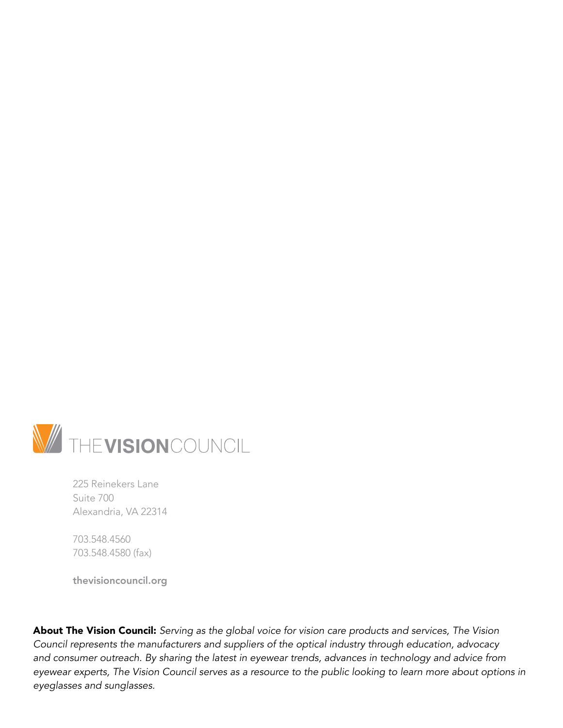THE**VISION**COUNCIL

225 Reinekers Lane
Suite 700
Alexandria, VA 22314

703.548.4560
703.548.4580 (fax)

**thevisioncouncil.org**

**About The Vision Council:** *Serving as the global voice for vision care products and services, The Vision Council represents the manufacturers and suppliers of the optical industry through education, advocacy and consumer outreach. By sharing the latest in eyewear trends, advances in technology and advice from eyewear experts, The Vision Council serves as a resource to the public looking to learn more about options in eyeglasses and sunglasses.*